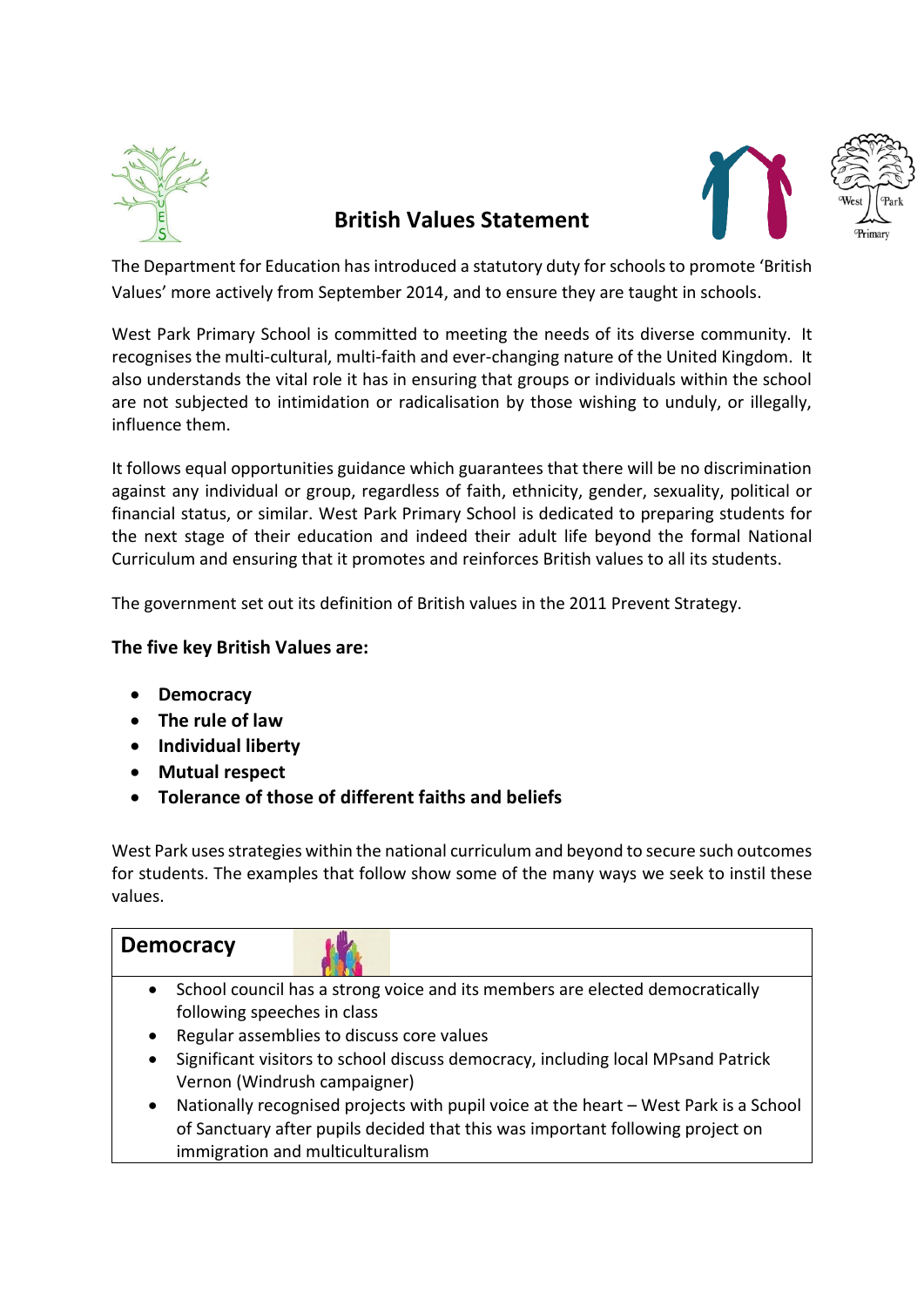# British Values Statement

The Department for Education has introduced a statutory duty for schools to promote 'British Values' more actively from September 2014, and to ensure they are taught in schools.

West Park Primary School is committed to meeting the needs of its diverse community. It recognises the multi-cultural, multi-faith and ever-changing nature of the United Kingdom. It also understands the vital role it has in ensuring that groups or individuals within the school are not subjected to intimidation or radicalisation by those wishing to unduly, or illegally, influence them.

It follows equal opportunities guidance which guarantees that there will be no discrimination against any individual or group, regardless of faith, ethnicity, gender, sexuality, political or financial status, or similar. West Park Primary School is dedicated to preparing students for the next stage of their education and indeed their adult life beyond the formal National Curriculum and ensuring that it promotes and reinforces British values to all its students.

The government set out its definition of British values in the 2011 Prevent Strategy.

**The five key British Values are:**

- **Democracy**
- **The rule of law**
- **Individual liberty**
- **Mutual respect**
- **Tolerance of those of different faiths and beliefs**

West Park uses strategies within the national curriculum and beyond to secure such outcomes for students. The examples that follow show some of the many ways we seek to instil these values.

## Democracy

- School council has a strong voice and its members are elected democratically following speeches in class
- Regular assemblies to discuss core values
- Significant visitors to school discuss democracy, including local MPsand Patrick Vernon (Windrush campaigner)
- Nationally recognised projects with pupil voice at the heart – West Park is a School of Sanctuary after pupils decided that this was important following project on immigration and multiculturalism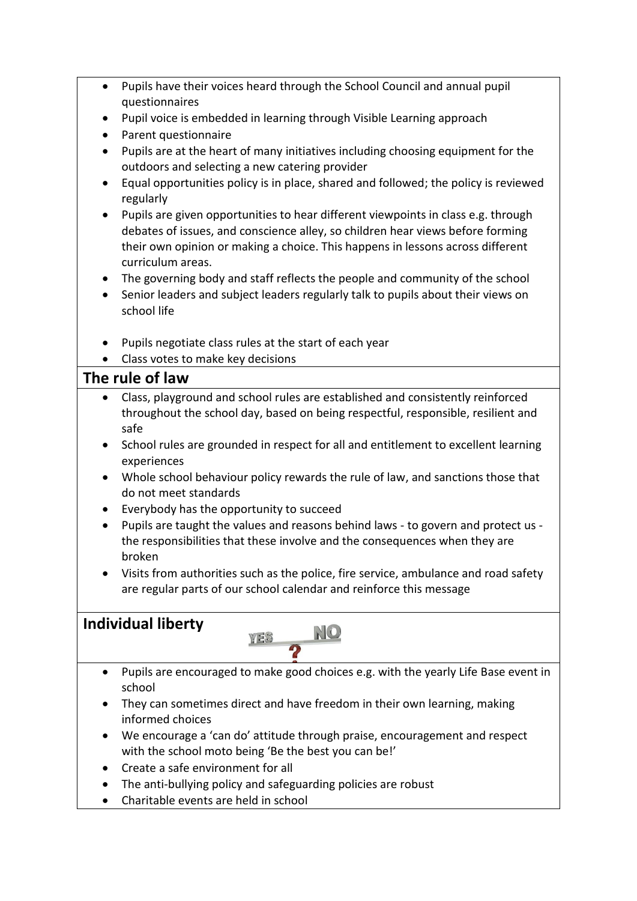- Pupils have their voices heard through the School Council and annual pupil questionnaires
- Pupil voice is embedded in learning through Visible Learning approach
- Parent questionnaire
- Pupils are at the heart of many initiatives including choosing equipment for the outdoors and selecting a new catering provider
- Equal opportunities policy is in place, shared and followed; the policy is reviewed regularly
- Pupils are given opportunities to hear different viewpoints in class e.g. through debates of issues, and conscience alley, so children hear views before forming their own opinion or making a choice. This happens in lessons across different curriculum areas.
- The governing body and staff reflects the people and community of the school
- Senior leaders and subject leaders regularly talk to pupils about their views on school life
- Pupils negotiate class rules at the start of each year
- Class votes to make key decisions

## The rule of law

- Class, playground and school rules are established and consistently reinforced throughout the school day, based on being respectful, responsible, resilient and safe
- School rules are grounded in respect for all and entitlement to excellent learning experiences
- Whole school behaviour policy rewards the rule of law, and sanctions those that do not meet standards
- Everybody has the opportunity to succeed
- Pupils are taught the values and reasons behind laws - to govern and protect us - the responsibilities that these involve and the consequences when they are broken
- Visits from authorities such as the police, fire service, ambulance and road safety are regular parts of our school calendar and reinforce this message

## Individual liberty

- Pupils are encouraged to make good choices e.g. with the yearly Life Base event in school
- They can sometimes direct and have freedom in their own learning, making informed choices
- We encourage a 'can do' attitude through praise, encouragement and respect with the school moto being 'Be the best you can be!'
- Create a safe environment for all
- The anti-bullying policy and safeguarding policies are robust
- Charitable events are held in school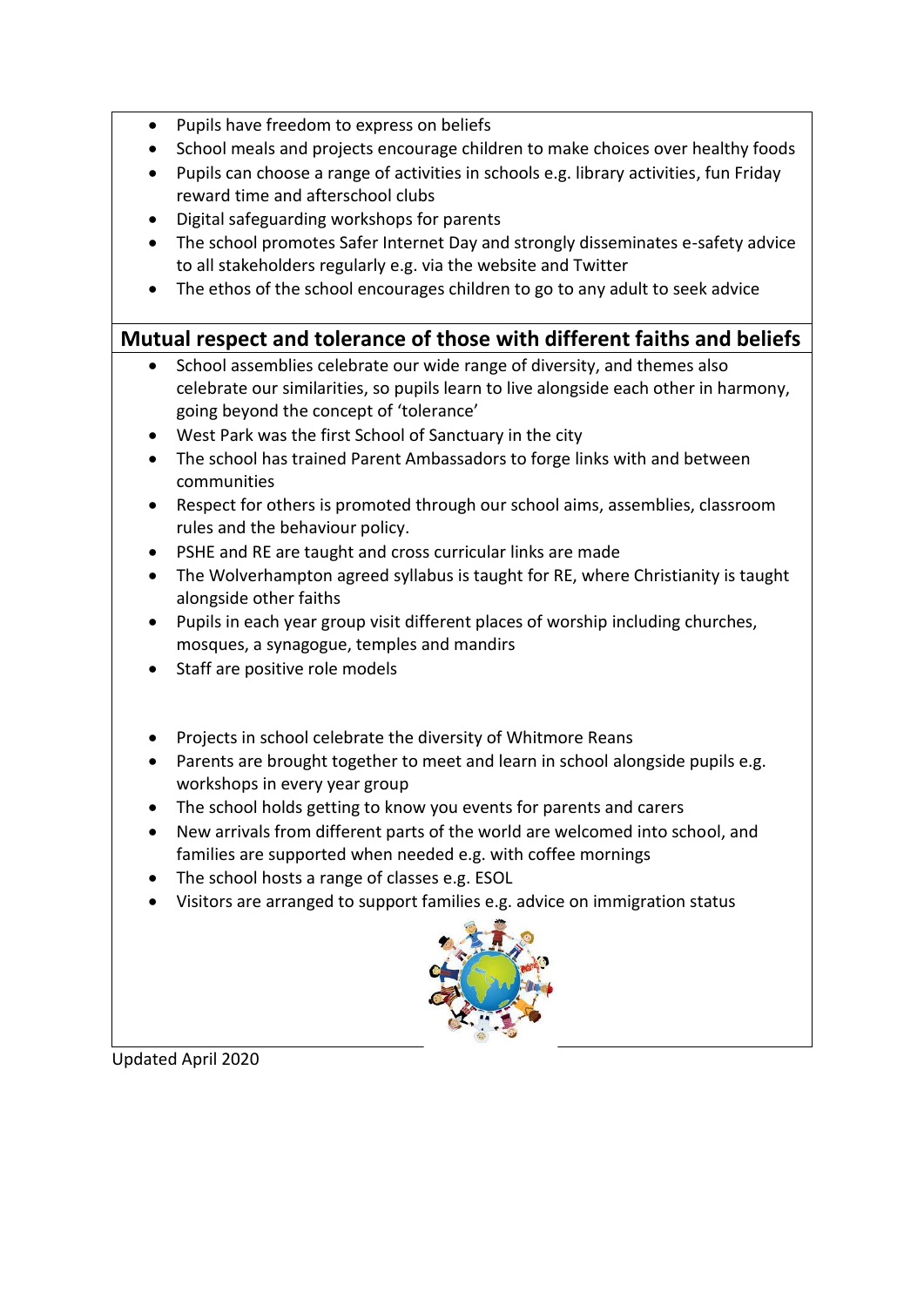- Pupils have freedom to express on beliefs
- School meals and projects encourage children to make choices over healthy foods
- Pupils can choose a range of activities in schools e.g. library activities, fun Friday reward time and afterschool clubs
- Digital safeguarding workshops for parents
- The school promotes Safer Internet Day and strongly disseminates e-safety advice to all stakeholders regularly e.g. via the website and Twitter
- The ethos of the school encourages children to go to any adult to seek advice

## Mutual respect and tolerance of those with different faiths and beliefs

- School assemblies celebrate our wide range of diversity, and themes also celebrate our similarities, so pupils learn to live alongside each other in harmony, going beyond the concept of 'tolerance'
- West Park was the first School of Sanctuary in the city
- The school has trained Parent Ambassadors to forge links with and between communities
- Respect for others is promoted through our school aims, assemblies, classroom rules and the behaviour policy.
- PSHE and RE are taught and cross curricular links are made
- The Wolverhampton agreed syllabus is taught for RE, where Christianity is taught alongside other faiths
- Pupils in each year group visit different places of worship including churches, mosques, a synagogue, temples and mandirs
- Staff are positive role models

- Projects in school celebrate the diversity of Whitmore Reans
- Parents are brought together to meet and learn in school alongside pupils e.g. workshops in every year group
- The school holds getting to know you events for parents and carers
- New arrivals from different parts of the world are welcomed into school, and families are supported when needed e.g. with coffee mornings
- The school hosts a range of classes e.g. ESOL
- Visitors are arranged to support families e.g. advice on immigration status

Updated April 2020